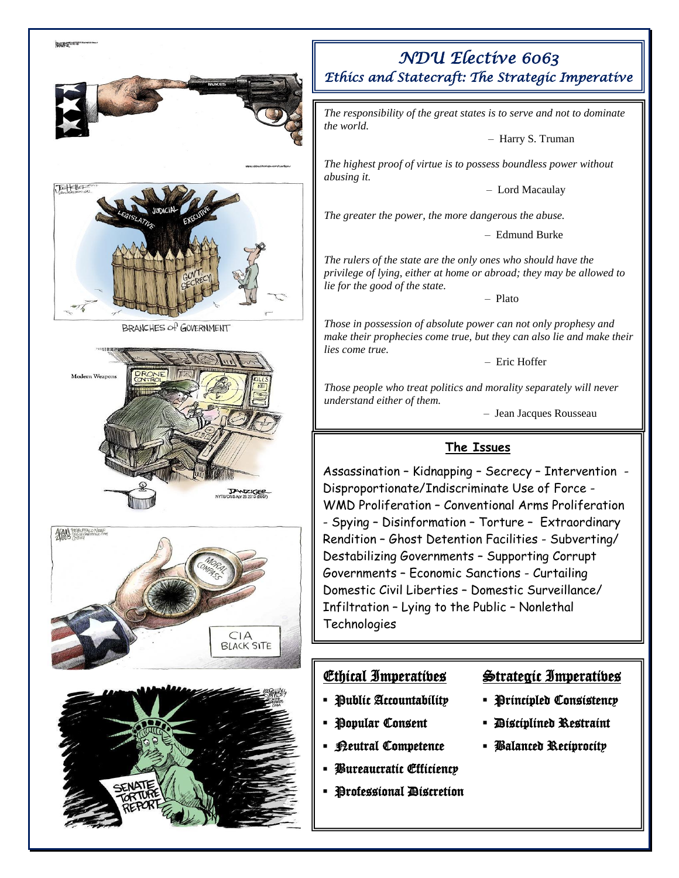# NDU Elective 6063

## Ethics and Statecraft: The Strategic Imperative

*The responsibility of the great states is to serve and not to dominate the world.*

– Harry S. Truman

*The highest proof of virtue is to possess boundless power without abusing it.*

– Lord Macaulay

*The greater the power, the more dangerous the abuse.*

– Edmund Burke

*The rulers of the state are the only ones who should have the privilege of lying, either at home or abroad; they may be allowed to lie for the good of the state.*

– Plato

*Those in possession of absolute power can not only prophesy and make their prophecies come true, but they can also lie and make their lies come true.*

– Eric Hoffer

*Those people who treat politics and morality separately will never understand either of them.*

– Jean Jacques Rousseau

## The Issues

Assassination – Kidnapping – Secrecy – Intervention - Disproportionate/Indiscriminate Use of Force - WMD Proliferation – Conventional Arms Proliferation - Spying – Disinformation – Torture – Extraordinary Rendition – Ghost Detention Facilities - Subverting/ Destabilizing Governments – Supporting Corrupt Governments – Economic Sanctions - Curtailing Domestic Civil Liberties – Domestic Surveillance/ Infiltration – Lying to the Public – Nonlethal Technologies

## Ethical Imperatives

- Public Accountability
- Popular Consent
- Neutral Competence
- Bureaucratic Efficiency
- Professional Discretion

## Strategic Imperatives

- Principled Consistency
- Disciplined Restraint
- Balanced Reciprocity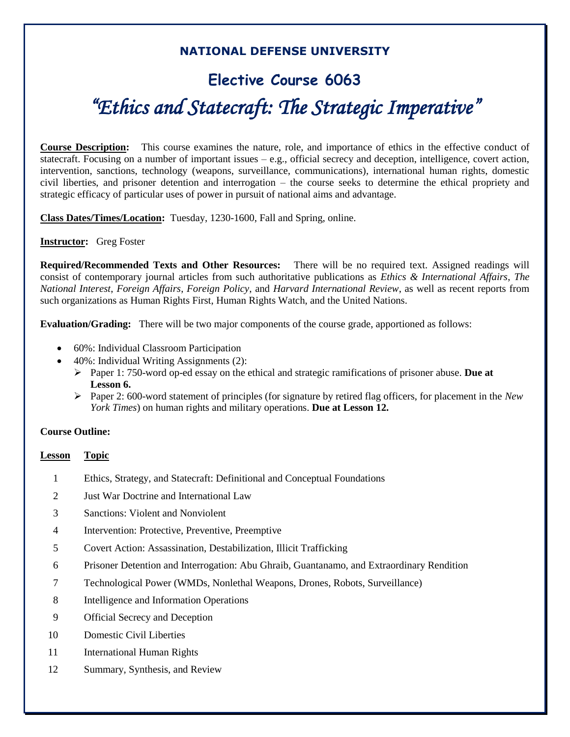# NATIONAL DEFENSE UNIVERSITY

## Elective Course 6063

# *"Ethics and Statecraft: The Strategic Imperative"*

**Course Description:** This course examines the nature, role, and importance of ethics in the effective conduct of statecraft. Focusing on a number of important issues – e.g., official secrecy and deception, intelligence, covert action, intervention, sanctions, technology (weapons, surveillance, communications), international human rights, domestic civil liberties, and prisoner detention and interrogation – the course seeks to determine the ethical propriety and strategic efficacy of particular uses of power in pursuit of national aims and advantage.

**Class Dates/Times/Location:** Tuesday, 1230-1600, Fall and Spring, online.

**Instructor:** Greg Foster

**Required/Recommended Texts and Other Resources:** There will be no required text. Assigned readings will consist of contemporary journal articles from such authoritative publications as *Ethics & International Affairs*, *The National Interest*, *Foreign Affairs*, *Foreign Policy*, and *Harvard International Review*, as well as recent reports from such organizations as Human Rights First, Human Rights Watch, and the United Nations.

**Evaluation/Grading:** There will be two major components of the course grade, apportioned as follows:

- 60%: Individual Classroom Participation
- 40%: Individual Writing Assignments (2):
  - Paper 1: 750-word op-ed essay on the ethical and strategic ramifications of prisoner abuse. **Due at Lesson 6.**
  - Paper 2: 600-word statement of principles (for signature by retired flag officers, for placement in the *New York Times*) on human rights and military operations. **Due at Lesson 12.**

**Course Outline:**

| Lesson | Topic |
|---|---|
| 1 | Ethics, Strategy, and Statecraft: Definitional and Conceptual Foundations |
| 2 | Just War Doctrine and International Law |
| 3 | Sanctions: Violent and Nonviolent |
| 4 | Intervention: Protective, Preventive, Preemptive |
| 5 | Covert Action: Assassination, Destabilization, Illicit Trafficking |
| 6 | Prisoner Detention and Interrogation: Abu Ghraib, Guantanamo, and Extraordinary Rendition |
| 7 | Technological Power (WMDs, Nonlethal Weapons, Drones, Robots, Surveillance) |
| 8 | Intelligence and Information Operations |
| 9 | Official Secrecy and Deception |
| 10 | Domestic Civil Liberties |
| 11 | International Human Rights |
| 12 | Summary, Synthesis, and Review |